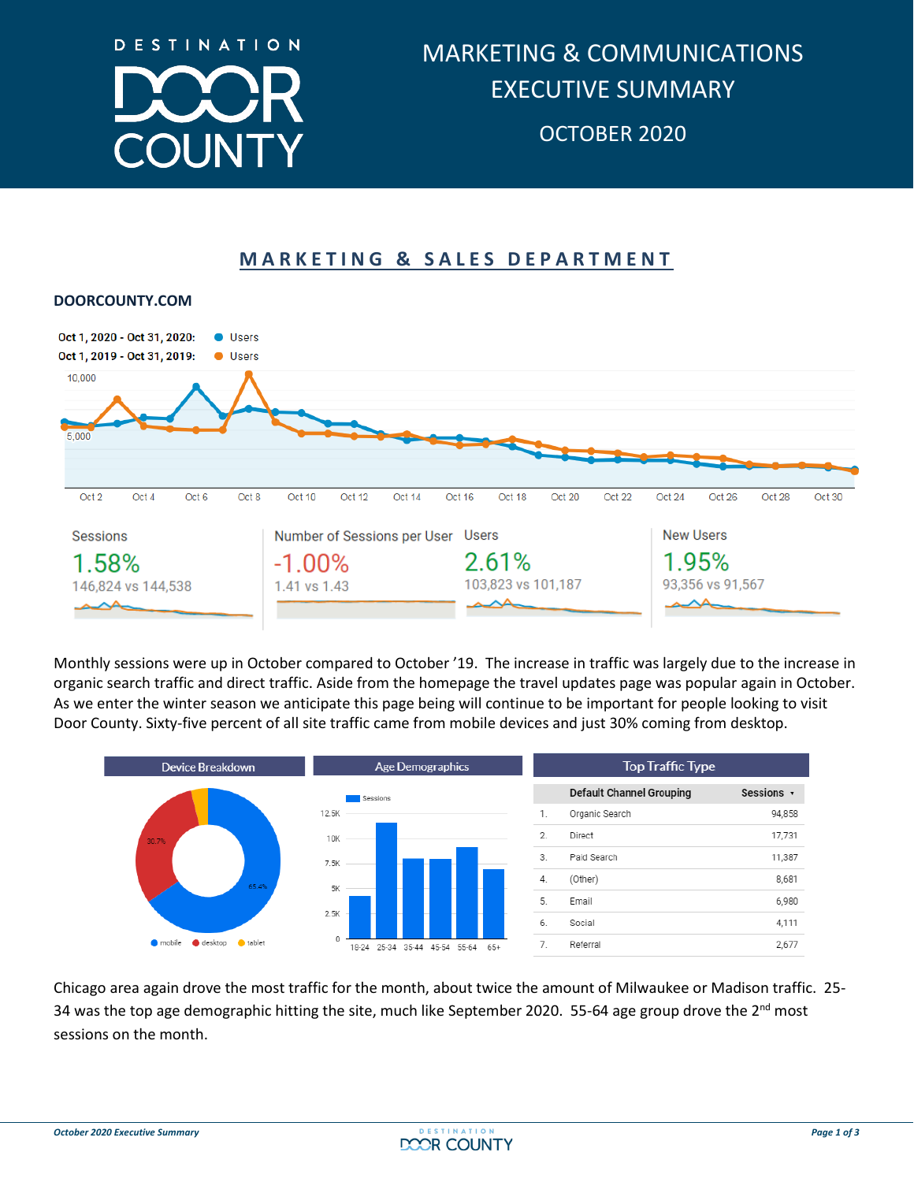# DESTINATION DOOR COUNTY

# MARKETING & COMMUNICATIONS EXECUTIVE SUMMARY

## OCTOBER 2020

## MARKETING & SALES DEPARTMENT

### DOORCOUNTY.COM

Oct 1, 2020 - Oct 31, 2020: Users
Oct 1, 2019 - Oct 31, 2019: Users

| Sessions | Number of Sessions per User | Users | New Users |
|---|---|---|---|
| 1.58% | -1.00% | 2.61% | 1.95% |
| 146,824 vs 144,538 | 1.41 vs 1.43 | 103,823 vs 101,187 | 93,356 vs 91,567 |

Monthly sessions were up in October compared to October '19. The increase in traffic was largely due to the increase in organic search traffic and direct traffic. Aside from the homepage the travel updates page was popular again in October. As we enter the winter season we anticipate this page being will continue to be important for people looking to visit Door County. Sixty-five percent of all site traffic came from mobile devices and just 30% coming from desktop.

**Device Breakdown**: mobile 65.4%, desktop 30.7%, tablet

**Age Demographics** (Sessions): 18-24, 25-34, 35-44, 45-54, 55-64, 65+

**Top Traffic Type**

| | Default Channel Grouping | Sessions |
|---|---|---|
| 1. | Organic Search | 94,858 |
| 2. | Direct | 17,731 |
| 3. | Paid Search | 11,387 |
| 4. | (Other) | 8,681 |
| 5. | Email | 6,980 |
| 6. | Social | 4,111 |
| 7. | Referral | 2,677 |

Chicago area again drove the most traffic for the month, about twice the amount of Milwaukee or Madison traffic. 25-34 was the top age demographic hitting the site, much like September 2020. 55-64 age group drove the 2nd most sessions on the month.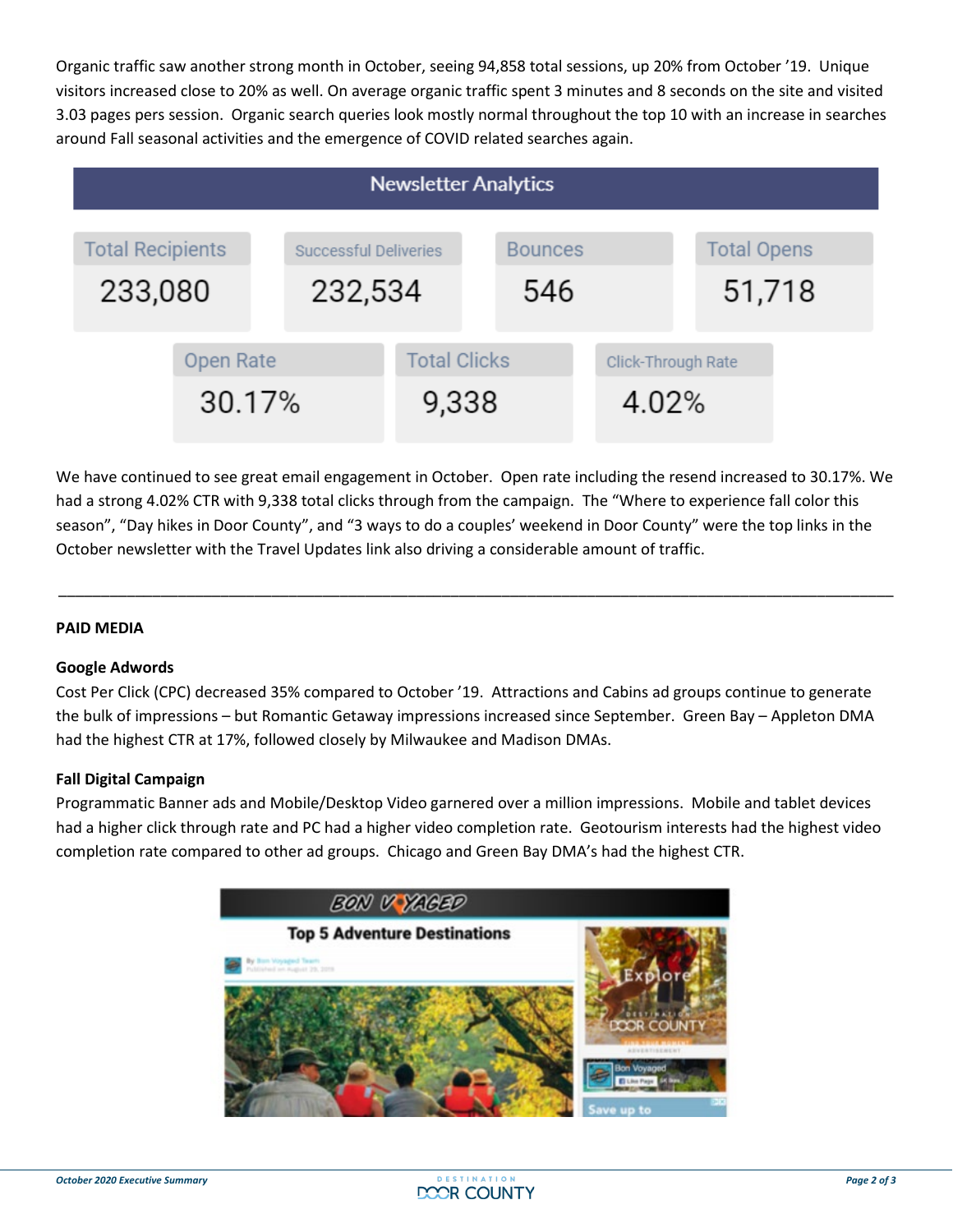Organic traffic saw another strong month in October, seeing 94,858 total sessions, up 20% from October '19. Unique visitors increased close to 20% as well. On average organic traffic spent 3 minutes and 8 seconds on the site and visited 3.03 pages pers session. Organic search queries look mostly normal throughout the top 10 with an increase in searches around Fall seasonal activities and the emergence of COVID related searches again.

## Newsletter Analytics

| Total Recipients | Successful Deliveries | Bounces | Total Opens |
|---|---|---|---|
| 233,080 | 232,534 | 546 | 51,718 |

| Open Rate | Total Clicks | Click-Through Rate |
|---|---|---|
| 30.17% | 9,338 | 4.02% |

We have continued to see great email engagement in October. Open rate including the resend increased to 30.17%. We had a strong 4.02% CTR with 9,338 total clicks through from the campaign. The "Where to experience fall color this season", "Day hikes in Door County", and "3 ways to do a couples' weekend in Door County" were the top links in the October newsletter with the Travel Updates link also driving a considerable amount of traffic.

---

**PAID MEDIA**

**Google Adwords**

Cost Per Click (CPC) decreased 35% compared to October '19. Attractions and Cabins ad groups continue to generate the bulk of impressions – but Romantic Getaway impressions increased since September. Green Bay – Appleton DMA had the highest CTR at 17%, followed closely by Milwaukee and Madison DMAs.

**Fall Digital Campaign**

Programmatic Banner ads and Mobile/Desktop Video garnered over a million impressions. Mobile and tablet devices had a higher click through rate and PC had a higher video completion rate. Geotourism interests had the highest video completion rate compared to other ad groups. Chicago and Green Bay DMA's had the highest CTR.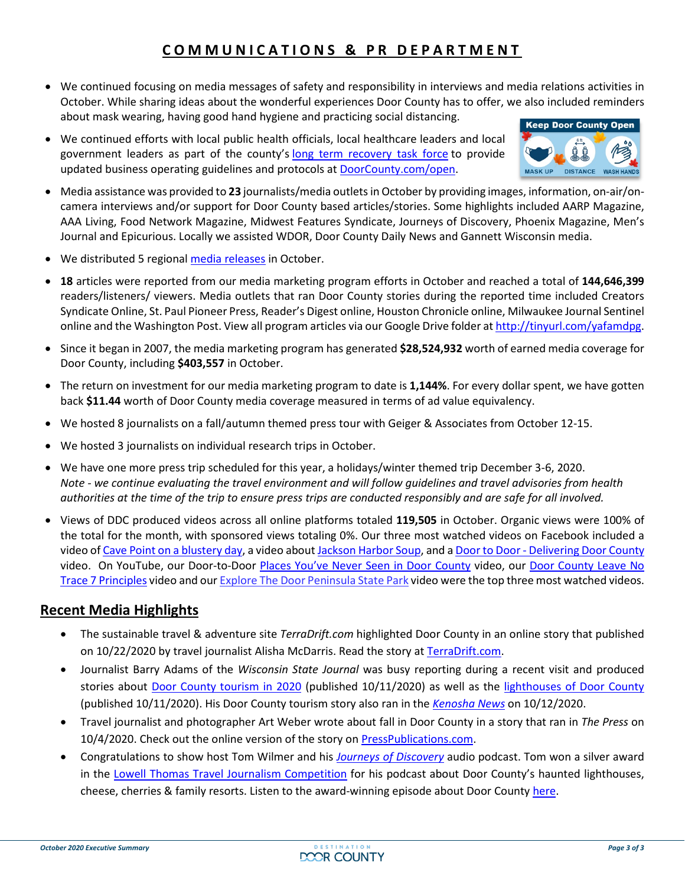# COMMUNICATIONS & PR DEPARTMENT

- We continued focusing on media messages of safety and responsibility in interviews and media relations activities in October. While sharing ideas about the wonderful experiences Door County has to offer, we also included reminders about mask wearing, having good hand hygiene and practicing social distancing.
- We continued efforts with local public health officials, local healthcare leaders and local government leaders as part of the county's long term recovery task force to provide updated business operating guidelines and protocols at DoorCounty.com/open.

Keep Door County Open
MASK UP DISTANCE WASH HANDS

- Media assistance was provided to **23** journalists/media outlets in October by providing images, information, on-air/on-camera interviews and/or support for Door County based articles/stories. Some highlights included AARP Magazine, AAA Living, Food Network Magazine, Midwest Features Syndicate, Journeys of Discovery, Phoenix Magazine, Men's Journal and Epicurious. Locally we assisted WDOR, Door County Daily News and Gannett Wisconsin media.
- We distributed 5 regional media releases in October.
- **18** articles were reported from our media marketing program efforts in October and reached a total of **144,646,399** readers/listeners/ viewers. Media outlets that ran Door County stories during the reported time included Creators Syndicate Online, St. Paul Pioneer Press, Reader's Digest online, Houston Chronicle online, Milwaukee Journal Sentinel online and the Washington Post. View all program articles via our Google Drive folder at http://tinyurl.com/yafamdpg.
- Since it began in 2007, the media marketing program has generated **$28,524,932** worth of earned media coverage for Door County, including **$403,557** in October.
- The return on investment for our media marketing program to date is **1,144%**. For every dollar spent, we have gotten back **$11.44** worth of Door County media coverage measured in terms of ad value equivalency.
- We hosted 8 journalists on a fall/autumn themed press tour with Geiger & Associates from October 12-15.
- We hosted 3 journalists on individual research trips in October.
- We have one more press trip scheduled for this year, a holidays/winter themed trip December 3-6, 2020.
  *Note - we continue evaluating the travel environment and will follow guidelines and travel advisories from health authorities at the time of the trip to ensure press trips are conducted responsibly and are safe for all involved.*
- Views of DDC produced videos across all online platforms totaled **119,505** in October. Organic views were 100% of the total for the month, with sponsored views totaling 0%. Our three most watched videos on Facebook included a video of Cave Point on a blustery day, a video about Jackson Harbor Soup, and a Door to Door - Delivering Door County video. On YouTube, our Door-to-Door Places You've Never Seen in Door County video, our Door County Leave No Trace 7 Principles video and our Explore The Door Peninsula State Park video were the top three most watched videos.

## Recent Media Highlights

- The sustainable travel & adventure site *TerraDrift.com* highlighted Door County in an online story that published on 10/22/2020 by travel journalist Alisha McDarris. Read the story at TerraDrift.com.
- Journalist Barry Adams of the *Wisconsin State Journal* was busy reporting during a recent visit and produced stories about Door County tourism in 2020 (published 10/11/2020) as well as the lighthouses of Door County (published 10/11/2020). His Door County tourism story also ran in the *Kenosha News* on 10/12/2020.
- Travel journalist and photographer Art Weber wrote about fall in Door County in a story that ran in *The Press* on 10/4/2020. Check out the online version of the story on PressPublications.com.
- Congratulations to show host Tom Wilmer and his *Journeys of Discovery* audio podcast. Tom won a silver award in the Lowell Thomas Travel Journalism Competition for his podcast about Door County's haunted lighthouses, cheese, cherries & family resorts. Listen to the award-winning episode about Door County here.